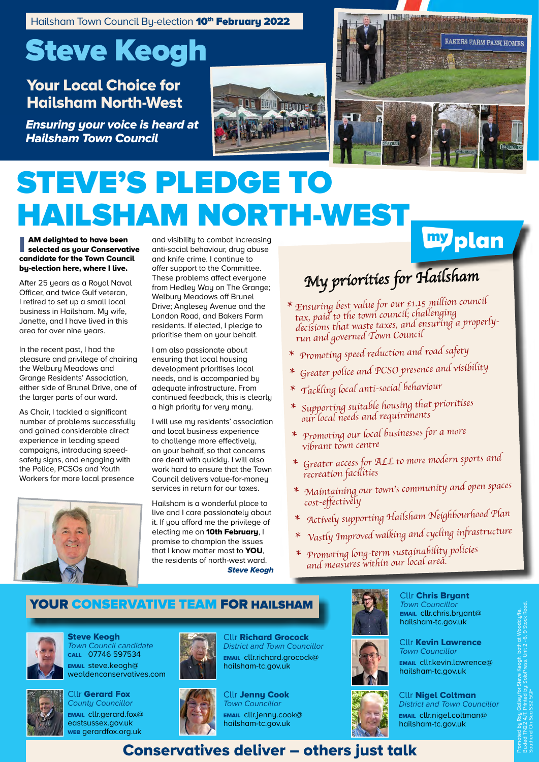Hailsham Town Council By-election **10th February 2022**

# Steve Keogh

## Your Local Choice for Hailsham North-West

***Ensuring your voice is heard at Hailsham Town Council***

# STEVE'S PLEDGE TO HAILSHAM NORTH-WEST

**I AM delighted to have been selected as your Conservative candidate for the Town Council by-election here, where I live.**

After 25 years as a Royal Naval Officer, and twice Gulf veteran, I retired to set up a small local business in Hailsham. My wife, Janette, and I have lived in this area for over nine years.

In the recent past, I had the pleasure and privilege of chairing the Welbury Meadows and Grange Residents' Association, either side of Brunel Drive, one of the larger parts of our ward.

As Chair, I tackled a significant number of problems successfully and gained considerable direct experience in leading speed campaigns, introducing speed-safety signs, and engaging with the Police, PCSOs and Youth Workers for more local presence and visibility to combat increasing anti-social behaviour, drug abuse and knife crime. I continue to offer support to the Committee. These problems affect everyone from Hedley Way on The Grange; Welbury Meadows off Brunel Drive; Anglesey Avenue and the London Road, and Bakers Farm residents. If elected, I pledge to prioritise them on your behalf.

I am also passionate about ensuring that local housing development prioritises local needs, and is accompanied by adequate infrastructure. From continued feedback, this is clearly a high priority for very many.

I will use my residents' association and local business experience to challenge more effectively, on your behalf, so that concerns are dealt with quickly. I will also work hard to ensure that the Town Council delivers value-for-money services in return for our taxes.

Hailsham is a wonderful place to live and I care passionately about it. If you afford me the privilege of electing me on **10th February**, I promise to champion the issues that I know matter most to **YOU**, the residents of north-west ward.

***Steve Keogh***

## my plan

### *My priorities for Hailsham*

* *Ensuring best value for our £1.15 million council tax, paid to the town council; challenging decisions that waste taxes, and ensuring a properly-run and governed Town Council*
* *Promoting speed reduction and road safety*
* *Greater police and PCSO presence and visibility*
* *Tackling local anti-social behaviour*
* *Supporting suitable housing that prioritises our local needs and requirements*
* *Promoting our local businesses for a more vibrant town centre*
* *Greater access for ALL to more modern sports and recreation facilities*
* *Maintaining our town's community and open spaces cost-effectively*
* *Actively supporting Hailsham Neighbourhood Plan*
* *Vastly Improved walking and cycling infrastructure*
* *Promoting long-term sustainability policies and measures within our local area.*

## YOUR CONSERVATIVE TEAM FOR HAILSHAM

**Steve Keogh**
*Town Council candidate*
CALL 07746 597534
EMAIL steve.keogh@wealdenconservatives.com

Cllr **Gerard Fox**
*County Councillor*
EMAIL cllr.gerard.fox@eastsussex.gov.uk
WEB gerardfox.org.uk

Cllr **Richard Grocock**
*District and Town Councillor*
EMAIL cllr.richard.grocock@hailsham-tc.gov.uk

Cllr **Jenny Cook**
*Town Councillor*
EMAIL cllr.jenny.cook@hailsham-tc.gov.uk

Cllr **Chris Bryant**
*Town Councillor*
EMAIL cllr.chris.bryant@hailsham-tc.gov.uk

Cllr **Kevin Lawrence**
*Town Councillor*
EMAIL cllr.kevin.lawrence@hailsham-tc.gov.uk

Cllr **Nigel Coltman**
*District and Town Councillor*
EMAIL cllr.nigel.coltman@hailsham-tc.gov.uk

## Conservatives deliver – others just talk

Promoted by Roy Galley for Steve Keogh, both at Woodcliffe, Buxted TN22 4JT. Printed by SoloPress, Unit 2 - 6, 9 Stock Road, Southend On Sea SS2 5QF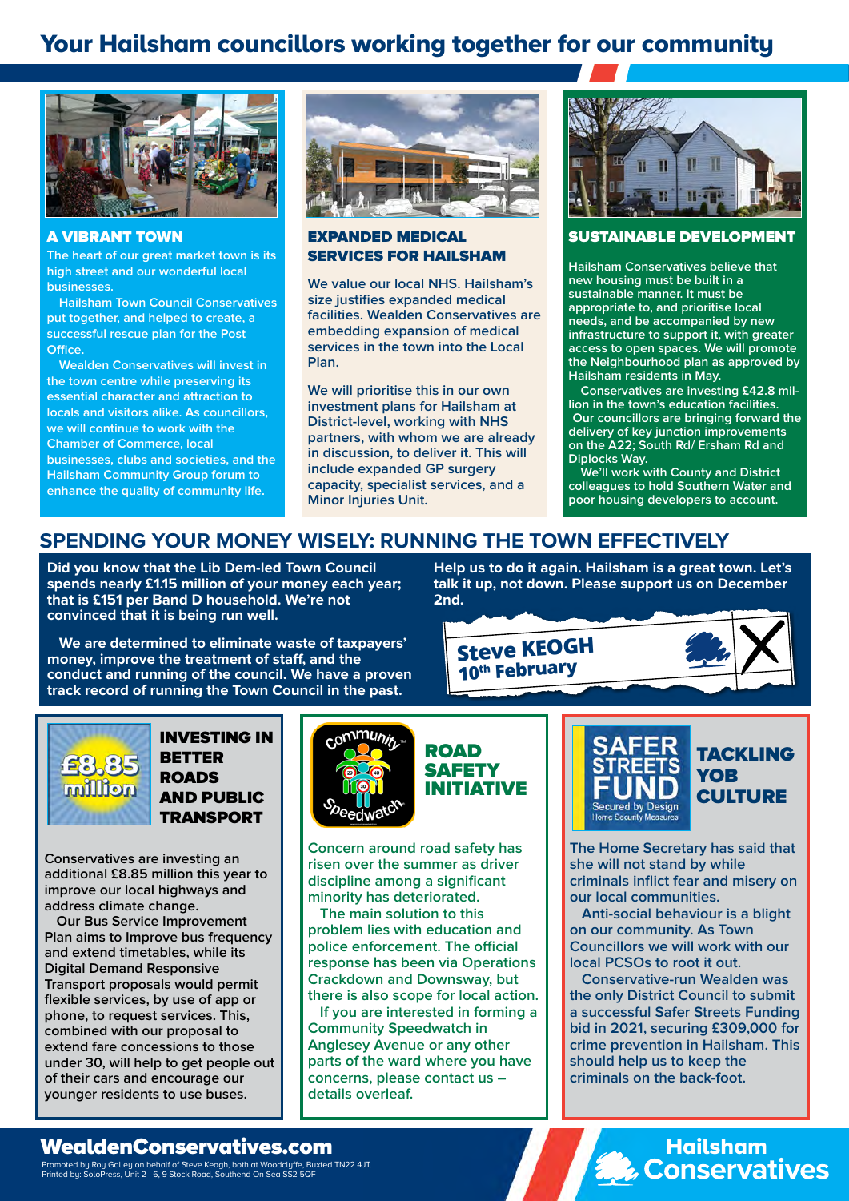# Your Hailsham councillors working together for our community

### A VIBRANT TOWN

The heart of our great market town is its high street and our wonderful local businesses.

Hailsham Town Council Conservatives put together, and helped to create, a successful rescue plan for the Post Office.

Wealden Conservatives will invest in the town centre while preserving its essential character and attraction to locals and visitors alike. As councillors, we will continue to work with the Chamber of Commerce, local businesses, clubs and societies, and the Hailsham Community Group forum to enhance the quality of community life.

### EXPANDED MEDICAL SERVICES FOR HAILSHAM

We value our local NHS. Hailsham's size justifies expanded medical facilities. Wealden Conservatives are embedding expansion of medical services in the town into the Local Plan.

We will prioritise this in our own investment plans for Hailsham at District-level, working with NHS partners, with whom we are already in discussion, to deliver it. This will include expanded GP surgery capacity, specialist services, and a Minor Injuries Unit.

### SUSTAINABLE DEVELOPMENT

Hailsham Conservatives believe that new housing must be built in a sustainable manner. It must be appropriate to, and prioritise local needs, and be accompanied by new infrastructure to support it, with greater access to open spaces. We will promote the Neighbourhood plan as approved by Hailsham residents in May.

Conservatives are investing £42.8 million in the town's education facilities.

Our councillors are bringing forward the delivery of key junction improvements on the A22; South Rd/ Ersham Rd and Diplocks Way.

We'll work with County and District colleagues to hold Southern Water and poor housing developers to account.

## SPENDING YOUR MONEY WISELY: RUNNING THE TOWN EFFECTIVELY

**Did you know that the Lib Dem-led Town Council spends nearly £1.15 million of your money each year; that is £151 per Band D household. We're not convinced that it is being run well.**

**We are determined to eliminate waste of taxpayers' money, improve the treatment of staff, and the conduct and running of the council. We have a proven track record of running the Town Council in the past.**

**Help us to do it again. Hailsham is a great town. Let's talk it up, not down. Please support us on December 2nd.**

**Steve KEOGH**
**10th February**

### INVESTING IN BETTER ROADS AND PUBLIC TRANSPORT

£8.85 million

Conservatives are investing an additional £8.85 million this year to improve our local highways and address climate change.

Our Bus Service Improvement Plan aims to Improve bus frequency and extend timetables, while its Digital Demand Responsive Transport proposals would permit flexible services, by use of app or phone, to request services. This, combined with our proposal to extend fare concessions to those under 30, will help to get people out of their cars and encourage our younger residents to use buses.

### ROAD SAFETY INITIATIVE

Community Speedwatch

Concern around road safety has risen over the summer as driver discipline among a significant minority has deteriorated.

The main solution to this problem lies with education and police enforcement. The official response has been via Operations Crackdown and Downsway, but there is also scope for local action.

If you are interested in forming a Community Speedwatch in Anglesey Avenue or any other parts of the ward where you have concerns, please contact us – details overleaf.

### TACKLING YOB CULTURE

SAFER STREETS FUND
Secured by Design
Home Security Measures

The Home Secretary has said that she will not stand by while criminals inflict fear and misery on our local communities.

Anti-social behaviour is a blight on our community. As Town Councillors we will work with our local PCSOs to root it out.

Conservative-run Wealden was the only District Council to submit a successful Safer Streets Funding bid in 2021, securing £309,000 for crime prevention in Hailsham. This should help us to keep the criminals on the back-foot.

**WealdenConservatives.com**

Promoted by Roy Galley on behalf of Steve Keogh, both at Woodclyffe, Buxted TN22 4JT.
Printed by: SoloPress, Unit 2 - 6, 9 Stock Road, Southend On Sea SS2 5QF

**Hailsham Conservatives**